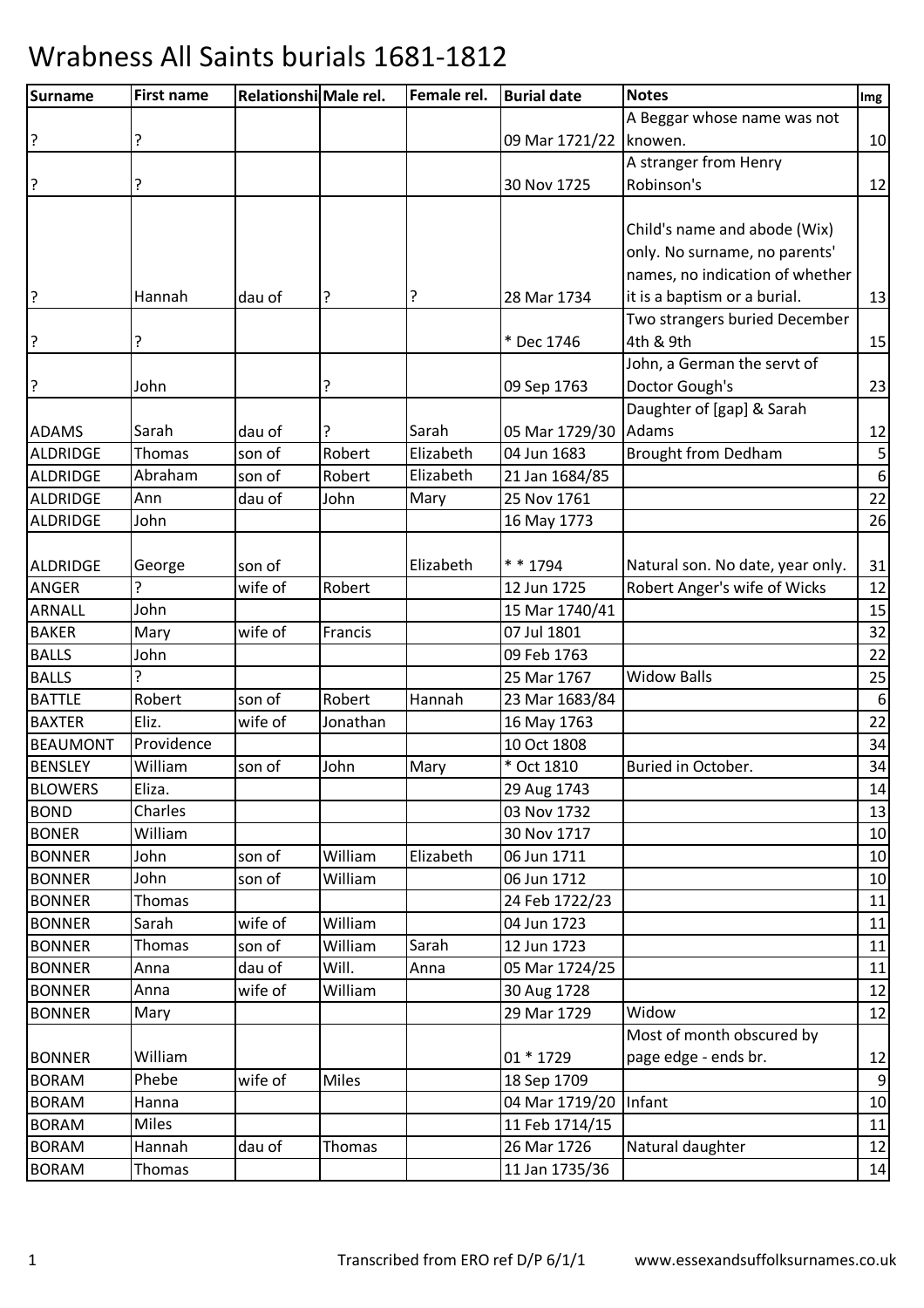# Wrabness All Saints burials 1681-1812

| Surname | First name | Relationshi | Male rel. | Female rel. | Burial date | Notes | Img |
|---|---|---|---|---|---|---|---|
| ? | ? | | | | 09 Mar 1721/22 | A Beggar whose name was not knowen. | 10 |
| ? | ? | | | | 30 Nov 1725 | A stranger from Henry Robinson's | 12 |
| ? | Hannah | dau of | ? | ? | 28 Mar 1734 | Child's name and abode (Wix) only. No surname, no parents' names, no indication of whether it is a baptism or a burial. | 13 |
| ? | ? | | | | * Dec 1746 | Two strangers buried December 4th & 9th | 15 |
| ? | John | | ? | | 09 Sep 1763 | John, a German the servt of Doctor Gough's | 23 |
| ADAMS | Sarah | dau of | ? | Sarah | 05 Mar 1729/30 | Daughter of [gap] & Sarah Adams | 12 |
| ALDRIDGE | Thomas | son of | Robert | Elizabeth | 04 Jun 1683 | Brought from Dedham | 5 |
| ALDRIDGE | Abraham | son of | Robert | Elizabeth | 21 Jan 1684/85 | | 6 |
| ALDRIDGE | Ann | dau of | John | Mary | 25 Nov 1761 | | 22 |
| ALDRIDGE | John | | | | 16 May 1773 | | 26 |
| ALDRIDGE | George | son of | | Elizabeth | * * 1794 | Natural son. No date, year only. | 31 |
| ANGER | ? | wife of | Robert | | 12 Jun 1725 | Robert Anger's wife of Wicks | 12 |
| ARNALL | John | | | | 15 Mar 1740/41 | | 15 |
| BAKER | Mary | wife of | Francis | | 07 Jul 1801 | | 32 |
| BALLS | John | | | | 09 Feb 1763 | | 22 |
| BALLS | ? | | | | 25 Mar 1767 | Widow Balls | 25 |
| BATTLE | Robert | son of | Robert | Hannah | 23 Mar 1683/84 | | 6 |
| BAXTER | Eliz. | wife of | Jonathan | | 16 May 1763 | | 22 |
| BEAUMONT | Providence | | | | 10 Oct 1808 | | 34 |
| BENSLEY | William | son of | John | Mary | * Oct 1810 | Buried in October. | 34 |
| BLOWERS | Eliza. | | | | 29 Aug 1743 | | 14 |
| BOND | Charles | | | | 03 Nov 1732 | | 13 |
| BONER | William | | | | 30 Nov 1717 | | 10 |
| BONNER | John | son of | William | Elizabeth | 06 Jun 1711 | | 10 |
| BONNER | John | son of | William | | 06 Jun 1712 | | 10 |
| BONNER | Thomas | | | | 24 Feb 1722/23 | | 11 |
| BONNER | Sarah | wife of | William | | 04 Jun 1723 | | 11 |
| BONNER | Thomas | son of | William | Sarah | 12 Jun 1723 | | 11 |
| BONNER | Anna | dau of | Will. | Anna | 05 Mar 1724/25 | | 11 |
| BONNER | Anna | wife of | William | | 30 Aug 1728 | | 12 |
| BONNER | Mary | | | | 29 Mar 1729 | Widow | 12 |
| BONNER | William | | | | 01 * 1729 | Most of month obscured by page edge - ends br. | 12 |
| BORAM | Phebe | wife of | Miles | | 18 Sep 1709 | | 9 |
| BORAM | Hanna | | | | 04 Mar 1719/20 | Infant | 10 |
| BORAM | Miles | | | | 11 Feb 1714/15 | | 11 |
| BORAM | Hannah | dau of | Thomas | | 26 Mar 1726 | Natural daughter | 12 |
| BORAM | Thomas | | | | 11 Jan 1735/36 | | 14 |

Transcribed from ERO ref D/P 6/1/1 www.essexandsuffolksurnames.co.uk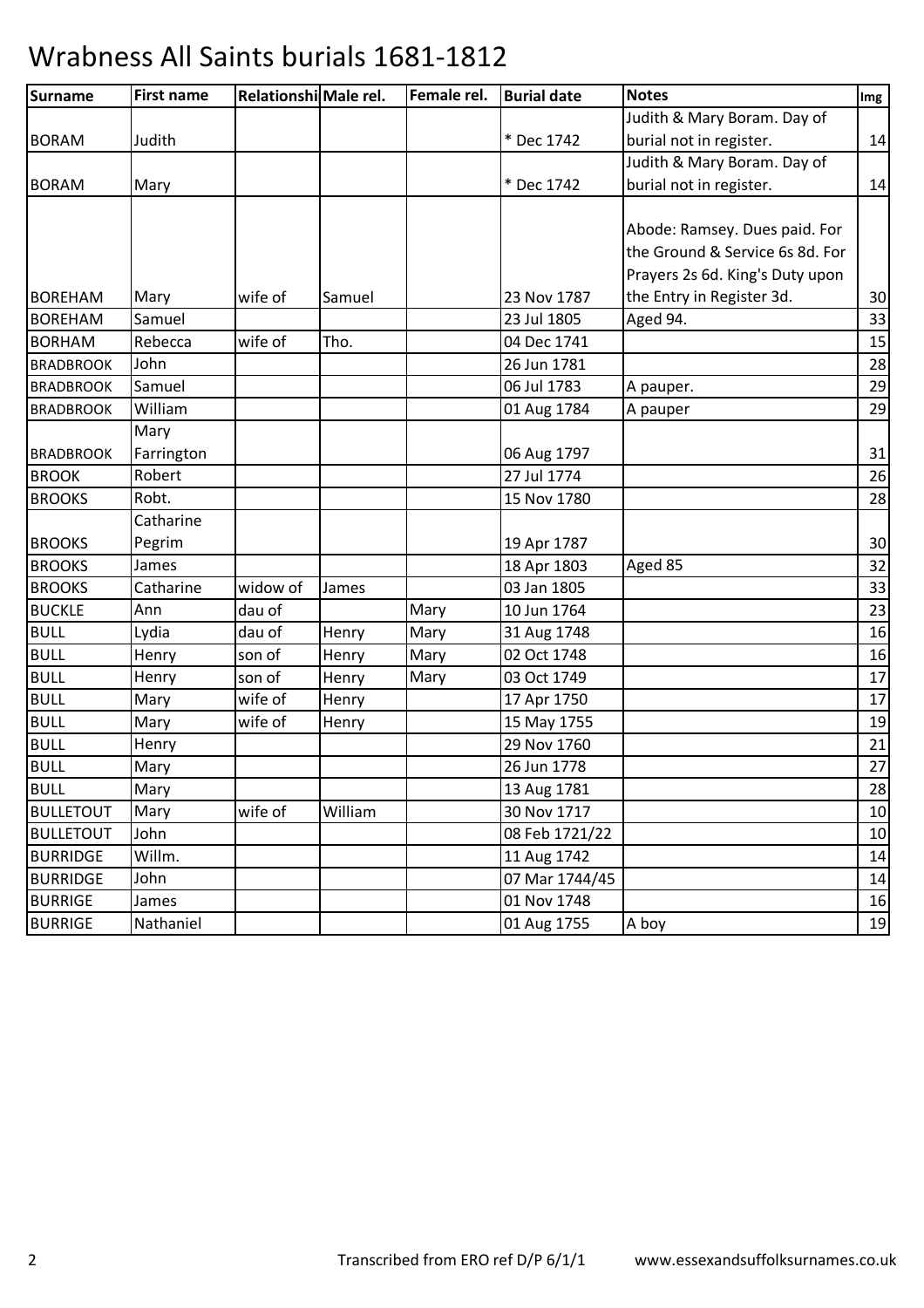# Wrabness All Saints burials 1681-1812

| Surname | First name | Relationshi | Male rel. | Female rel. | Burial date | Notes | Img |
|---|---|---|---|---|---|---|---|
| BORAM | Judith | | | | * Dec 1742 | Judith & Mary Boram. Day of burial not in register. | 14 |
| BORAM | Mary | | | | * Dec 1742 | Judith & Mary Boram. Day of burial not in register. | 14 |
| BOREHAM | Mary | wife of | Samuel | | 23 Nov 1787 | Abode: Ramsey. Dues paid. For the Ground & Service 6s 8d. For Prayers 2s 6d. King's Duty upon the Entry in Register 3d. | 30 |
| BOREHAM | Samuel | | | | 23 Jul 1805 | Aged 94. | 33 |
| BORHAM | Rebecca | wife of | Tho. | | 04 Dec 1741 | | 15 |
| BRADBROOK | John | | | | 26 Jun 1781 | | 28 |
| BRADBROOK | Samuel | | | | 06 Jul 1783 | A pauper. | 29 |
| BRADBROOK | William | | | | 01 Aug 1784 | A pauper | 29 |
| BRADBROOK | Mary Farrington | | | | 06 Aug 1797 | | 31 |
| BROOK | Robert | | | | 27 Jul 1774 | | 26 |
| BROOKS | Robt. | | | | 15 Nov 1780 | | 28 |
| BROOKS | Catharine Pegrim | | | | 19 Apr 1787 | | 30 |
| BROOKS | James | | | | 18 Apr 1803 | Aged 85 | 32 |
| BROOKS | Catharine | widow of | James | | 03 Jan 1805 | | 33 |
| BUCKLE | Ann | dau of | | Mary | 10 Jun 1764 | | 23 |
| BULL | Lydia | dau of | Henry | Mary | 31 Aug 1748 | | 16 |
| BULL | Henry | son of | Henry | Mary | 02 Oct 1748 | | 16 |
| BULL | Henry | son of | Henry | Mary | 03 Oct 1749 | | 17 |
| BULL | Mary | wife of | Henry | | 17 Apr 1750 | | 17 |
| BULL | Mary | wife of | Henry | | 15 May 1755 | | 19 |
| BULL | Henry | | | | 29 Nov 1760 | | 21 |
| BULL | Mary | | | | 26 Jun 1778 | | 27 |
| BULL | Mary | | | | 13 Aug 1781 | | 28 |
| BULLETOUT | Mary | wife of | William | | 30 Nov 1717 | | 10 |
| BULLETOUT | John | | | | 08 Feb 1721/22 | | 10 |
| BURRIDGE | Willm. | | | | 11 Aug 1742 | | 14 |
| BURRIDGE | John | | | | 07 Mar 1744/45 | | 14 |
| BURRIGE | James | | | | 01 Nov 1748 | | 16 |
| BURRIGE | Nathaniel | | | | 01 Aug 1755 | A boy | 19 |

Transcribed from ERO ref D/P 6/1/1 www.essexandsuffolksurnames.co.uk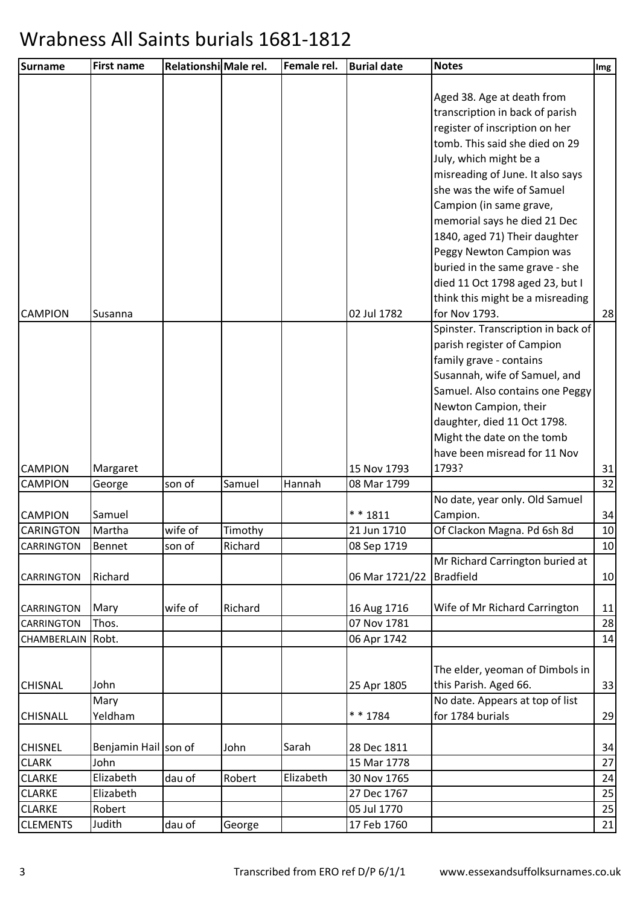# Wrabness All Saints burials 1681-1812

| Surname | First name | Relationshi | Male rel. | Female rel. | Burial date | Notes | Img |
|---|---|---|---|---|---|---|---|
| CAMPION | Susanna | | | | 02 Jul 1782 | Aged 38. Age at death from transcription in back of parish register of inscription on her tomb. This said she died on 29 July, which might be a misreading of June. It also says she was the wife of Samuel Campion (in same grave, memorial says he died 21 Dec 1840, aged 71) Their daughter Peggy Newton Campion was buried in the same grave - she died 11 Oct 1798 aged 23, but I think this might be a misreading for Nov 1793. | 28 |
| CAMPION | Margaret | | | | 15 Nov 1793 | Spinster. Transcription in back of parish register of Campion family grave - contains Susannah, wife of Samuel, and Samuel. Also contains one Peggy Newton Campion, their daughter, died 11 Oct 1798. Might the date on the tomb have been misread for 11 Nov 1793? | 31 |
| CAMPION | George | son of | Samuel | Hannah | 08 Mar 1799 | | 32 |
| CAMPION | Samuel | | | | * * 1811 | No date, year only. Old Samuel Campion. | 34 |
| CARINGTON | Martha | wife of | Timothy | | 21 Jun 1710 | Of Clackon Magna. Pd 6sh 8d | 10 |
| CARRINGTON | Bennet | son of | Richard | | 08 Sep 1719 | | 10 |
| CARRINGTON | Richard | | | | 06 Mar 1721/22 | Mr Richard Carrington buried at Bradfield | 10 |
| CARRINGTON | Mary | wife of | Richard | | 16 Aug 1716 | Wife of Mr Richard Carrington | 11 |
| CARRINGTON | Thos. | | | | 07 Nov 1781 | | 28 |
| CHAMBERLAIN | Robt. | | | | 06 Apr 1742 | | 14 |
| CHISNAL | John | | | | 25 Apr 1805 | The elder, yeoman of Dimbols in this Parish. Aged 66. | 33 |
| CHISNALL | Mary Yeldham | | | | * * 1784 | No date. Appears at top of list for 1784 burials | 29 |
| CHISNEL | Benjamin Hail | son of | John | Sarah | 28 Dec 1811 | | 34 |
| CLARK | John | | | | 15 Mar 1778 | | 27 |
| CLARKE | Elizabeth | dau of | Robert | Elizabeth | 30 Nov 1765 | | 24 |
| CLARKE | Elizabeth | | | | 27 Dec 1767 | | 25 |
| CLARKE | Robert | | | | 05 Jul 1770 | | 25 |
| CLEMENTS | Judith | dau of | George | | 17 Feb 1760 | | 21 |

Transcribed from ERO ref D/P 6/1/1 www.essexandsuffolksurnames.co.uk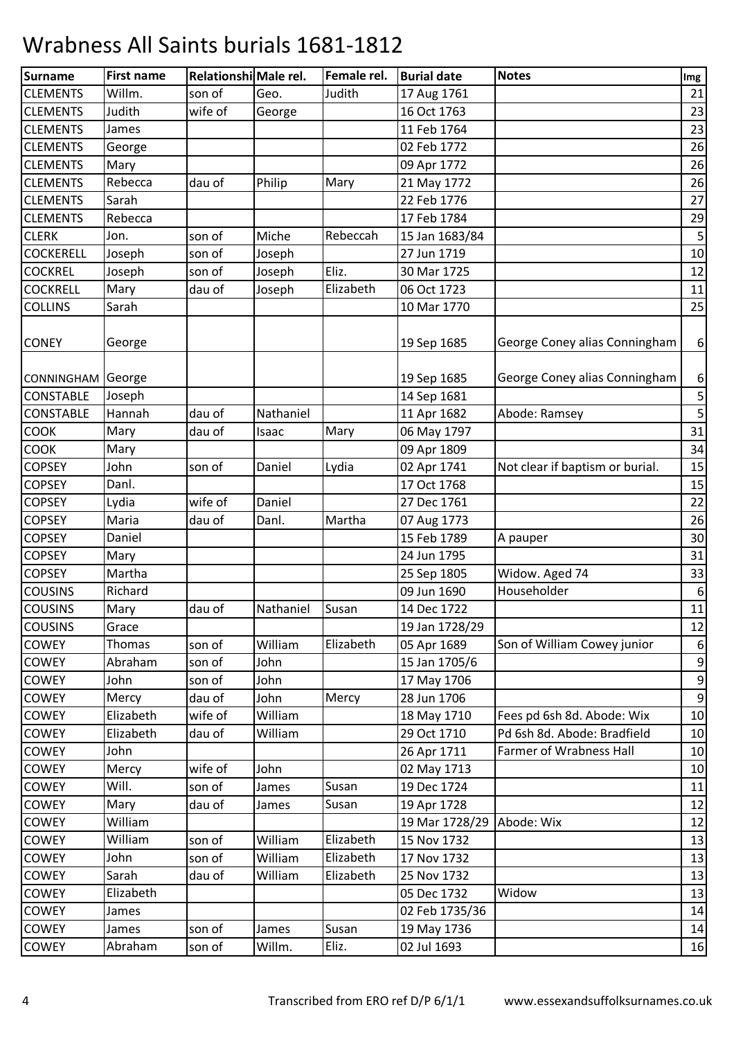# Wrabness All Saints burials 1681-1812

| Surname | First name | Relationship | Male rel. | Female rel. | Burial date | Notes | Img |
|---|---|---|---|---|---|---|---|
| CLEMENTS | Willm. | son of | Geo. | Judith | 17 Aug 1761 | | 21 |
| CLEMENTS | Judith | wife of | George | | 16 Oct 1763 | | 23 |
| CLEMENTS | James | | | | 11 Feb 1764 | | 23 |
| CLEMENTS | George | | | | 02 Feb 1772 | | 26 |
| CLEMENTS | Mary | | | | 09 Apr 1772 | | 26 |
| CLEMENTS | Rebecca | dau of | Philip | Mary | 21 May 1772 | | 26 |
| CLEMENTS | Sarah | | | | 22 Feb 1776 | | 27 |
| CLEMENTS | Rebecca | | | | 17 Feb 1784 | | 29 |
| CLERK | Jon. | son of | Miche | Rebeccah | 15 Jan 1683/84 | | 5 |
| COCKERELL | Joseph | son of | Joseph | | 27 Jun 1719 | | 10 |
| COCKREL | Joseph | son of | Joseph | Eliz. | 30 Mar 1725 | | 12 |
| COCKRELL | Mary | dau of | Joseph | Elizabeth | 06 Oct 1723 | | 11 |
| COLLINS | Sarah | | | | 10 Mar 1770 | | 25 |
| CONEY | George | | | | 19 Sep 1685 | George Coney alias Conningham | 6 |
| CONNINGHAM | George | | | | 19 Sep 1685 | George Coney alias Conningham | 6 |
| CONSTABLE | Joseph | | | | 14 Sep 1681 | | 5 |
| CONSTABLE | Hannah | dau of | Nathaniel | | 11 Apr 1682 | Abode: Ramsey | 5 |
| COOK | Mary | dau of | Isaac | Mary | 06 May 1797 | | 31 |
| COOK | Mary | | | | 09 Apr 1809 | | 34 |
| COPSEY | John | son of | Daniel | Lydia | 02 Apr 1741 | Not clear if baptism or burial. | 15 |
| COPSEY | Danl. | | | | 17 Oct 1768 | | 15 |
| COPSEY | Lydia | wife of | Daniel | | 27 Dec 1761 | | 22 |
| COPSEY | Maria | dau of | Danl. | Martha | 07 Aug 1773 | | 26 |
| COPSEY | Daniel | | | | 15 Feb 1789 | A pauper | 30 |
| COPSEY | Mary | | | | 24 Jun 1795 | | 31 |
| COPSEY | Martha | | | | 25 Sep 1805 | Widow. Aged 74 | 33 |
| COUSINS | Richard | | | | 09 Jun 1690 | Householder | 6 |
| COUSINS | Mary | dau of | Nathaniel | Susan | 14 Dec 1722 | | 11 |
| COUSINS | Grace | | | | 19 Jan 1728/29 | | 12 |
| COWEY | Thomas | son of | William | Elizabeth | 05 Apr 1689 | Son of William Cowey junior | 6 |
| COWEY | Abraham | son of | John | | 15 Jan 1705/6 | | 9 |
| COWEY | John | son of | John | | 17 May 1706 | | 9 |
| COWEY | Mercy | dau of | John | Mercy | 28 Jun 1706 | | 9 |
| COWEY | Elizabeth | wife of | William | | 18 May 1710 | Fees pd 6sh 8d. Abode: Wix | 10 |
| COWEY | Elizabeth | dau of | William | | 29 Oct 1710 | Pd 6sh 8d. Abode: Bradfield | 10 |
| COWEY | John | | | | 26 Apr 1711 | Farmer of Wrabness Hall | 10 |
| COWEY | Mercy | wife of | John | | 02 May 1713 | | 10 |
| COWEY | Will. | son of | James | Susan | 19 Dec 1724 | | 11 |
| COWEY | Mary | dau of | James | Susan | 19 Apr 1728 | | 12 |
| COWEY | William | | | | 19 Mar 1728/29 | Abode: Wix | 12 |
| COWEY | William | son of | William | Elizabeth | 15 Nov 1732 | | 13 |
| COWEY | John | son of | William | Elizabeth | 17 Nov 1732 | | 13 |
| COWEY | Sarah | dau of | William | Elizabeth | 25 Nov 1732 | | 13 |
| COWEY | Elizabeth | | | | 05 Dec 1732 | Widow | 13 |
| COWEY | James | | | | 02 Feb 1735/36 | | 14 |
| COWEY | James | son of | James | Susan | 19 May 1736 | | 14 |
| COWEY | Abraham | son of | Willm. | Eliz. | 02 Jul 1693 | | 16 |

Transcribed from ERO ref D/P 6/1/1 www.essexandsuffolksurnames.co.uk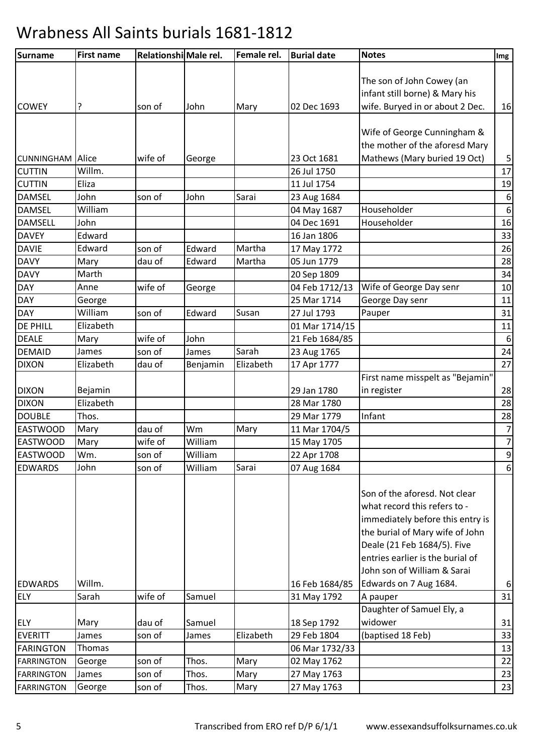# Wrabness All Saints burials 1681-1812

| Surname | First name | Relationship | Male rel. | Female rel. | Burial date | Notes | Img |
|---|---|---|---|---|---|---|---|
| COWEY | ? | son of | John | Mary | 02 Dec 1693 | The son of John Cowey (an infant still borne) & Mary his wife. Buryed in or about 2 Dec. | 16 |
| CUNNINGHAM | Alice | wife of | George | | 23 Oct 1681 | Wife of George Cunningham & the mother of the aforesd Mary Mathews (Mary buried 19 Oct) | 5 |
| CUTTIN | Willm. | | | | 26 Jul 1750 | | 17 |
| CUTTIN | Eliza | | | | 11 Jul 1754 | | 19 |
| DAMSEL | John | son of | John | Sarai | 23 Aug 1684 | | 6 |
| DAMSEL | William | | | | 04 May 1687 | Householder | 6 |
| DAMSELL | John | | | | 04 Dec 1691 | Householder | 16 |
| DAVEY | Edward | | | | 16 Jan 1806 | | 33 |
| DAVIE | Edward | son of | Edward | Martha | 17 May 1772 | | 26 |
| DAVY | Mary | dau of | Edward | Martha | 05 Jun 1779 | | 28 |
| DAVY | Marth | | | | 20 Sep 1809 | | 34 |
| DAY | Anne | wife of | George | | 04 Feb 1712/13 | Wife of George Day senr | 10 |
| DAY | George | | | | 25 Mar 1714 | George Day senr | 11 |
| DAY | William | son of | Edward | Susan | 27 Jul 1793 | Pauper | 31 |
| DE PHILL | Elizabeth | | | | 01 Mar 1714/15 | | 11 |
| DEALE | Mary | wife of | John | | 21 Feb 1684/85 | | 6 |
| DEMAID | James | son of | James | Sarah | 23 Aug 1765 | | 24 |
| DIXON | Elizabeth | dau of | Benjamin | Elizabeth | 17 Apr 1777 | | 27 |
| DIXON | Bejamin | | | | 29 Jan 1780 | First name misspelt as "Bejamin" in register | 28 |
| DIXON | Elizabeth | | | | 28 Mar 1780 | | 28 |
| DOUBLE | Thos. | | | | 29 Mar 1779 | Infant | 28 |
| EASTWOOD | Mary | dau of | Wm | Mary | 11 Mar 1704/5 | | 7 |
| EASTWOOD | Mary | wife of | William | | 15 May 1705 | | 7 |
| EASTWOOD | Wm. | son of | William | | 22 Apr 1708 | | 9 |
| EDWARDS | John | son of | William | Sarai | 07 Aug 1684 | | 6 |
| EDWARDS | Willm. | | | | 16 Feb 1684/85 | Son of the aforesd. Not clear what record this refers to - immediately before this entry is the burial of Mary wife of John Deale (21 Feb 1684/5). Five entries earlier is the burial of John son of William & Sarai Edwards on 7 Aug 1684. | 6 |
| ELY | Sarah | wife of | Samuel | | 31 May 1792 | A pauper | 31 |
| ELY | Mary | dau of | Samuel | | 18 Sep 1792 | Daughter of Samuel Ely, a widower | 31 |
| EVERITT | James | son of | James | Elizabeth | 29 Feb 1804 | (baptised 18 Feb) | 33 |
| FARINGTON | Thomas | | | | 06 Mar 1732/33 | | 13 |
| FARRINGTON | George | son of | Thos. | Mary | 02 May 1762 | | 22 |
| FARRINGTON | James | son of | Thos. | Mary | 27 May 1763 | | 23 |
| FARRINGTON | George | son of | Thos. | Mary | 27 May 1763 | | 23 |

Transcribed from ERO ref D/P 6/1/1 www.essexandsuffolksurnames.co.uk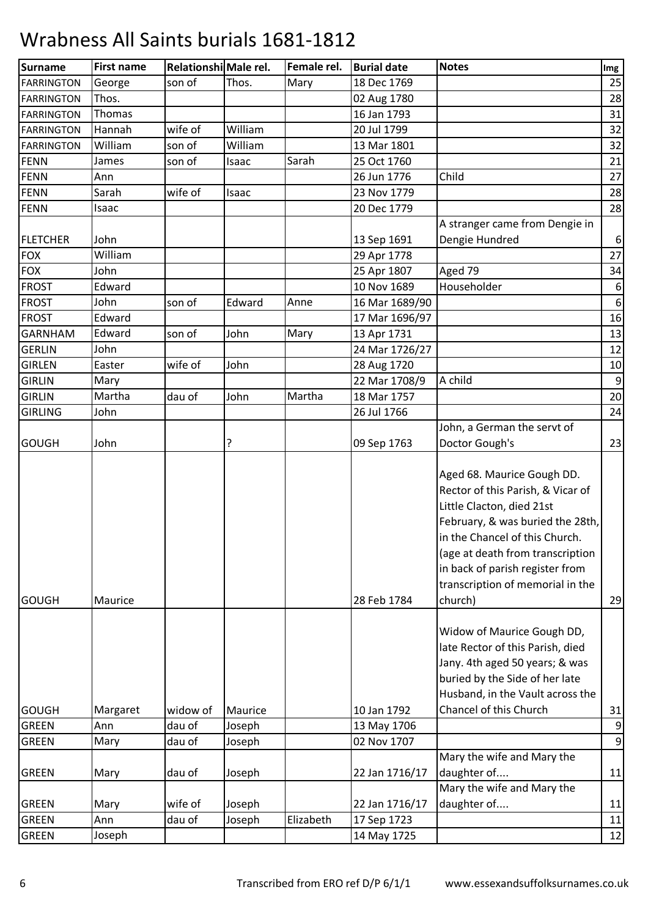# Wrabness All Saints burials 1681-1812

| Surname | First name | Relationship | Male rel. | Female rel. | Burial date | Notes | Img |
|---|---|---|---|---|---|---|---|
| FARRINGTON | George | son of | Thos. | Mary | 18 Dec 1769 | | 25 |
| FARRINGTON | Thos. | | | | 02 Aug 1780 | | 28 |
| FARRINGTON | Thomas | | | | 16 Jan 1793 | | 31 |
| FARRINGTON | Hannah | wife of | William | | 20 Jul 1799 | | 32 |
| FARRINGTON | William | son of | William | | 13 Mar 1801 | | 32 |
| FENN | James | son of | Isaac | Sarah | 25 Oct 1760 | | 21 |
| FENN | Ann | | | | 26 Jun 1776 | Child | 27 |
| FENN | Sarah | wife of | Isaac | | 23 Nov 1779 | | 28 |
| FENN | Isaac | | | | 20 Dec 1779 | | 28 |
| FLETCHER | John | | | | 13 Sep 1691 | A stranger came from Dengie in Dengie Hundred | 6 |
| FOX | William | | | | 29 Apr 1778 | | 27 |
| FOX | John | | | | 25 Apr 1807 | Aged 79 | 34 |
| FROST | Edward | | | | 10 Nov 1689 | Householder | 6 |
| FROST | John | son of | Edward | Anne | 16 Mar 1689/90 | | 6 |
| FROST | Edward | | | | 17 Mar 1696/97 | | 16 |
| GARNHAM | Edward | son of | John | Mary | 13 Apr 1731 | | 13 |
| GERLIN | John | | | | 24 Mar 1726/27 | | 12 |
| GIRLEN | Easter | wife of | John | | 28 Aug 1720 | | 10 |
| GIRLIN | Mary | | | | 22 Mar 1708/9 | A child | 9 |
| GIRLIN | Martha | dau of | John | Martha | 18 Mar 1757 | | 20 |
| GIRLING | John | | | | 26 Jul 1766 | | 24 |
| GOUGH | John | | ? | | 09 Sep 1763 | John, a German the servt of Doctor Gough's | 23 |
| GOUGH | Maurice | | | | 28 Feb 1784 | Aged 68. Maurice Gough DD. Rector of this Parish, & Vicar of Little Clacton, died 21st February, & was buried the 28th, in the Chancel of this Church. (age at death from transcription in back of parish register from transcription of memorial in the church) | 29 |
| GOUGH | Margaret | widow of | Maurice | | 10 Jan 1792 | Widow of Maurice Gough DD, late Rector of this Parish, died Jany. 4th aged 50 years; & was buried by the Side of her late Husband, in the Vault across the Chancel of this Church | 31 |
| GREEN | Ann | dau of | Joseph | | 13 May 1706 | | 9 |
| GREEN | Mary | dau of | Joseph | | 02 Nov 1707 | | 9 |
| GREEN | Mary | dau of | Joseph | | 22 Jan 1716/17 | Mary the wife and Mary the daughter of.... | 11 |
| GREEN | Mary | wife of | Joseph | | 22 Jan 1716/17 | Mary the wife and Mary the daughter of.... | 11 |
| GREEN | Ann | dau of | Joseph | Elizabeth | 17 Sep 1723 | | 11 |
| GREEN | Joseph | | | | 14 May 1725 | | 12 |

Transcribed from ERO ref D/P 6/1/1 www.essexandsuffolksurnames.co.uk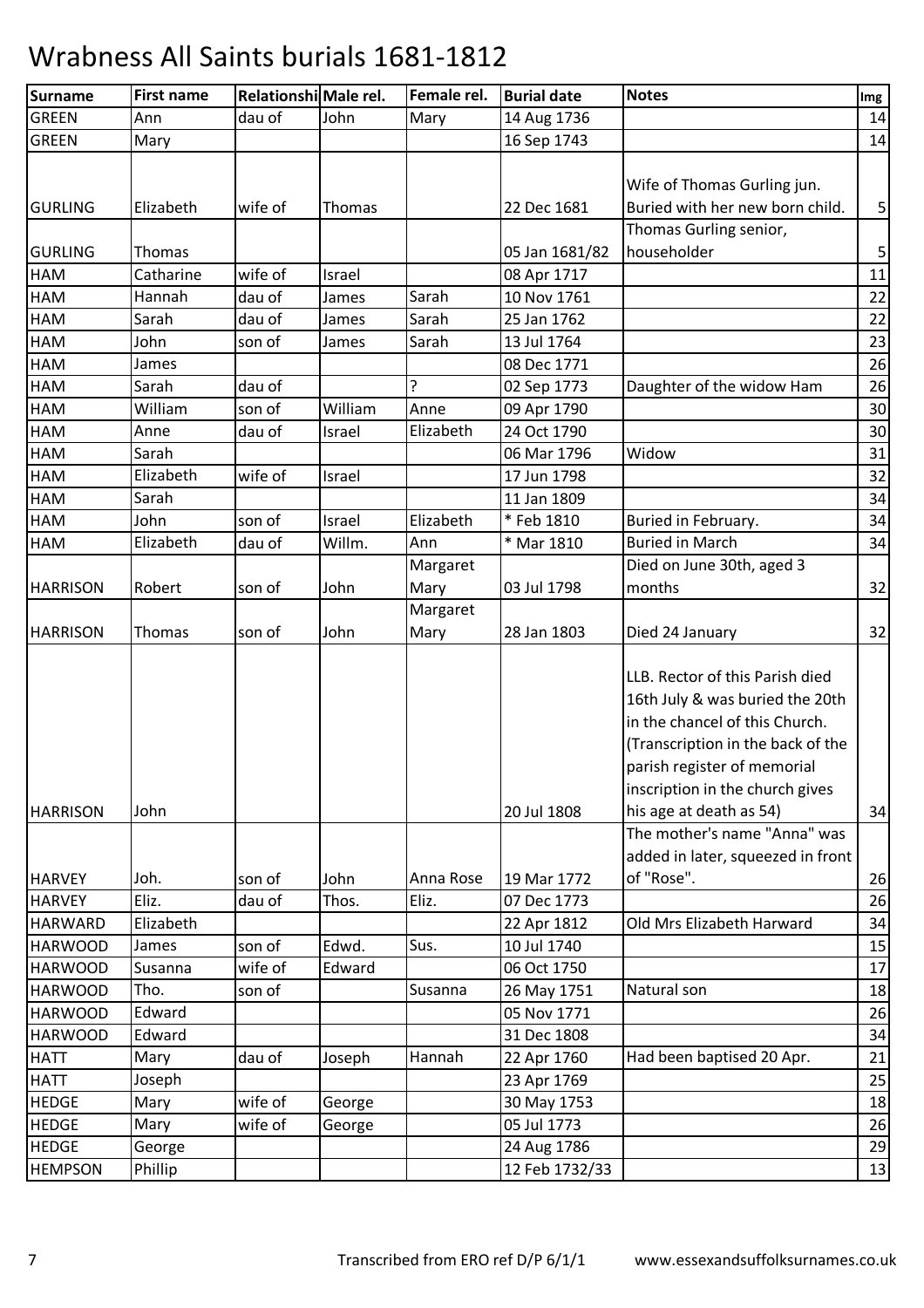# Wrabness All Saints burials 1681-1812

| Surname | First name | Relationshi | Male rel. | Female rel. | Burial date | Notes | Img |
|---|---|---|---|---|---|---|---|
| GREEN | Ann | dau of | John | Mary | 14 Aug 1736 | | 14 |
| GREEN | Mary | | | | 16 Sep 1743 | | 14 |
| GURLING | Elizabeth | wife of | Thomas | | 22 Dec 1681 | Wife of Thomas Gurling jun. Buried with her new born child. | 5 |
| GURLING | Thomas | | | | 05 Jan 1681/82 | Thomas Gurling senior, householder | 5 |
| HAM | Catharine | wife of | Israel | | 08 Apr 1717 | | 11 |
| HAM | Hannah | dau of | James | Sarah | 10 Nov 1761 | | 22 |
| HAM | Sarah | dau of | James | Sarah | 25 Jan 1762 | | 22 |
| HAM | John | son of | James | Sarah | 13 Jul 1764 | | 23 |
| HAM | James | | | | 08 Dec 1771 | | 26 |
| HAM | Sarah | dau of | | ? | 02 Sep 1773 | Daughter of the widow Ham | 26 |
| HAM | William | son of | William | Anne | 09 Apr 1790 | | 30 |
| HAM | Anne | dau of | Israel | Elizabeth | 24 Oct 1790 | | 30 |
| HAM | Sarah | | | | 06 Mar 1796 | Widow | 31 |
| HAM | Elizabeth | wife of | Israel | | 17 Jun 1798 | | 32 |
| HAM | Sarah | | | | 11 Jan 1809 | | 34 |
| HAM | John | son of | Israel | Elizabeth | * Feb 1810 | Buried in February. | 34 |
| HAM | Elizabeth | dau of | Willm. | Ann | * Mar 1810 | Buried in March | 34 |
| HARRISON | Robert | son of | John | Margaret Mary | 03 Jul 1798 | Died on June 30th, aged 3 months | 32 |
| HARRISON | Thomas | son of | John | Margaret Mary | 28 Jan 1803 | Died 24 January | 32 |
| HARRISON | John | | | | 20 Jul 1808 | LLB. Rector of this Parish died 16th July & was buried the 20th in the chancel of this Church. (Transcription in the back of the parish register of memorial inscription in the church gives his age at death as 54) | 34 |
| HARVEY | Joh. | son of | John | Anna Rose | 19 Mar 1772 | The mother's name "Anna" was added in later, squeezed in front of "Rose". | 26 |
| HARVEY | Eliz. | dau of | Thos. | Eliz. | 07 Dec 1773 | | 26 |
| HARWARD | Elizabeth | | | | 22 Apr 1812 | Old Mrs Elizabeth Harward | 34 |
| HARWOOD | James | son of | Edwd. | Sus. | 10 Jul 1740 | | 15 |
| HARWOOD | Susanna | wife of | Edward | | 06 Oct 1750 | | 17 |
| HARWOOD | Tho. | son of | | Susanna | 26 May 1751 | Natural son | 18 |
| HARWOOD | Edward | | | | 05 Nov 1771 | | 26 |
| HARWOOD | Edward | | | | 31 Dec 1808 | | 34 |
| HATT | Mary | dau of | Joseph | Hannah | 22 Apr 1760 | Had been baptised 20 Apr. | 21 |
| HATT | Joseph | | | | 23 Apr 1769 | | 25 |
| HEDGE | Mary | wife of | George | | 30 May 1753 | | 18 |
| HEDGE | Mary | wife of | George | | 05 Jul 1773 | | 26 |
| HEDGE | George | | | | 24 Aug 1786 | | 29 |
| HEMPSON | Phillip | | | | 12 Feb 1732/33 | | 13 |

Transcribed from ERO ref D/P 6/1/1 www.essexandsuffolksurnames.co.uk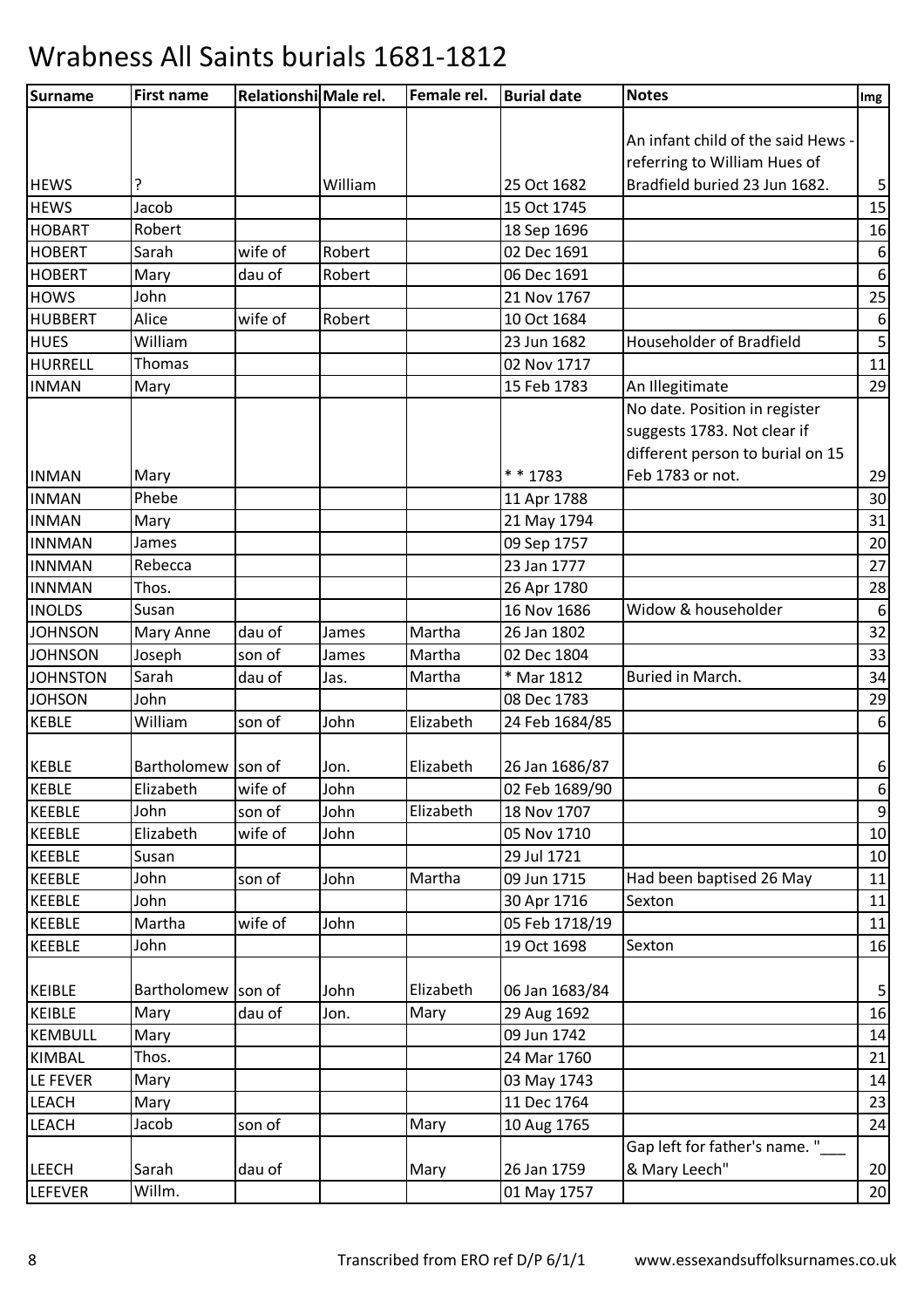# Wrabness All Saints burials 1681-1812

| Surname | First name | Relationship | Male rel. | Female rel. | Burial date | Notes | Img |
|---|---|---|---|---|---|---|---|
| HEWS | ? | | William | | 25 Oct 1682 | An infant child of the said Hews - referring to William Hues of Bradfield buried 23 Jun 1682. | 5 |
| HEWS | Jacob | | | | 15 Oct 1745 | | 15 |
| HOBART | Robert | | | | 18 Sep 1696 | | 16 |
| HOBERT | Sarah | wife of | Robert | | 02 Dec 1691 | | 6 |
| HOBERT | Mary | dau of | Robert | | 06 Dec 1691 | | 6 |
| HOWS | John | | | | 21 Nov 1767 | | 25 |
| HUBBERT | Alice | wife of | Robert | | 10 Oct 1684 | | 6 |
| HUES | William | | | | 23 Jun 1682 | Householder of Bradfield | 5 |
| HURRELL | Thomas | | | | 02 Nov 1717 | | 11 |
| INMAN | Mary | | | | 15 Feb 1783 | An Illegitimate | 29 |
| INMAN | Mary | | | | * * 1783 | No date. Position in register suggests 1783. Not clear if different person to burial on 15 Feb 1783 or not. | 29 |
| INMAN | Phebe | | | | 11 Apr 1788 | | 30 |
| INMAN | Mary | | | | 21 May 1794 | | 31 |
| INNMAN | James | | | | 09 Sep 1757 | | 20 |
| INNMAN | Rebecca | | | | 23 Jan 1777 | | 27 |
| INNMAN | Thos. | | | | 26 Apr 1780 | | 28 |
| INOLDS | Susan | | | | 16 Nov 1686 | Widow & householder | 6 |
| JOHNSON | Mary Anne | dau of | James | Martha | 26 Jan 1802 | | 32 |
| JOHNSON | Joseph | son of | James | Martha | 02 Dec 1804 | | 33 |
| JOHNSTON | Sarah | dau of | Jas. | Martha | * Mar 1812 | Buried in March. | 34 |
| JOHSON | John | | | | 08 Dec 1783 | | 29 |
| KEBLE | William | son of | John | Elizabeth | 24 Feb 1684/85 | | 6 |
| KEBLE | Bartholomew | son of | Jon. | Elizabeth | 26 Jan 1686/87 | | 6 |
| KEBLE | Elizabeth | wife of | John | | 02 Feb 1689/90 | | 6 |
| KEEBLE | John | son of | John | Elizabeth | 18 Nov 1707 | | 9 |
| KEEBLE | Elizabeth | wife of | John | | 05 Nov 1710 | | 10 |
| KEEBLE | Susan | | | | 29 Jul 1721 | | 10 |
| KEEBLE | John | son of | John | Martha | 09 Jun 1715 | Had been baptised 26 May | 11 |
| KEEBLE | John | | | | 30 Apr 1716 | Sexton | 11 |
| KEEBLE | Martha | wife of | John | | 05 Feb 1718/19 | | 11 |
| KEEBLE | John | | | | 19 Oct 1698 | Sexton | 16 |
| KEIBLE | Bartholomew | son of | John | Elizabeth | 06 Jan 1683/84 | | 5 |
| KEIBLE | Mary | dau of | Jon. | Mary | 29 Aug 1692 | | 16 |
| KEMBULL | Mary | | | | 09 Jun 1742 | | 14 |
| KIMBAL | Thos. | | | | 24 Mar 1760 | | 21 |
| LE FEVER | Mary | | | | 03 May 1743 | | 14 |
| LEACH | Mary | | | | 11 Dec 1764 | | 23 |
| LEACH | Jacob | son of | | Mary | 10 Aug 1765 | | 24 |
| LEECH | Sarah | dau of | | Mary | 26 Jan 1759 | Gap left for father's name. "___ & Mary Leech" | 20 |
| LEFEVER | Willm. | | | | 01 May 1757 | | 20 |

Transcribed from ERO ref D/P 6/1/1 www.essexandsuffolksurnames.co.uk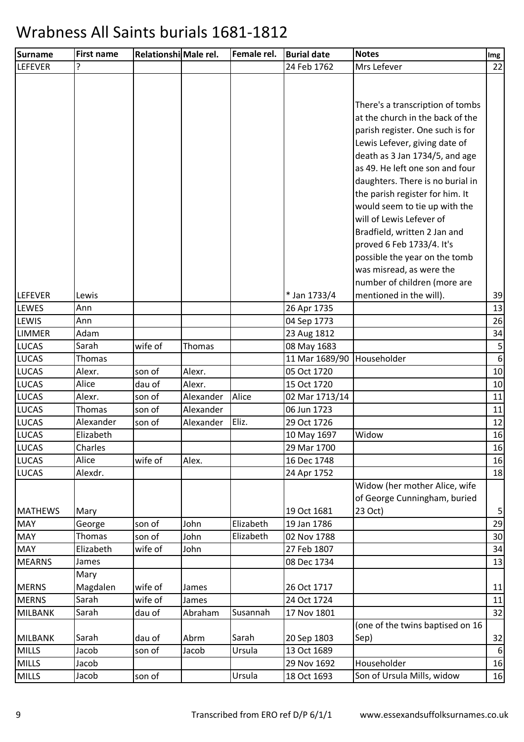# Wrabness All Saints burials 1681-1812

| Surname | First name | Relationship | Male rel. | Female rel. | Burial date | Notes | Img |
|---|---|---|---|---|---|---|---|
| LEFEVER | ? | | | | 24 Feb 1762 | Mrs Lefever | 22 |
| LEFEVER | Lewis | | | | * Jan 1733/4 | There's a transcription of tombs at the church in the back of the parish register. One such is for Lewis Lefever, giving date of death as 3 Jan 1734/5, and age as 49. He left one son and four daughters. There is no burial in the parish register for him. It would seem to tie up with the will of Lewis Lefever of Bradfield, written 2 Jan and proved 6 Feb 1733/4. It's possible the year on the tomb was misread, as were the number of children (more are mentioned in the will). | 39 |
| LEWES | Ann | | | | 26 Apr 1735 | | 13 |
| LEWIS | Ann | | | | 04 Sep 1773 | | 26 |
| LIMMER | Adam | | | | 23 Aug 1812 | | 34 |
| LUCAS | Sarah | wife of | Thomas | | 08 May 1683 | | 5 |
| LUCAS | Thomas | | | | 11 Mar 1689/90 | Householder | 6 |
| LUCAS | Alexr. | son of | Alexr. | | 05 Oct 1720 | | 10 |
| LUCAS | Alice | dau of | Alexr. | | 15 Oct 1720 | | 10 |
| LUCAS | Alexr. | son of | Alexander | Alice | 02 Mar 1713/14 | | 11 |
| LUCAS | Thomas | son of | Alexander | | 06 Jun 1723 | | 11 |
| LUCAS | Alexander | son of | Alexander | Eliz. | 29 Oct 1726 | | 12 |
| LUCAS | Elizabeth | | | | 10 May 1697 | Widow | 16 |
| LUCAS | Charles | | | | 29 Mar 1700 | | 16 |
| LUCAS | Alice | wife of | Alex. | | 16 Dec 1748 | | 16 |
| LUCAS | Alexdr. | | | | 24 Apr 1752 | | 18 |
| MATHEWS | Mary | | | | 19 Oct 1681 | Widow (her mother Alice, wife of George Cunningham, buried 23 Oct) | 5 |
| MAY | George | son of | John | Elizabeth | 19 Jan 1786 | | 29 |
| MAY | Thomas | son of | John | Elizabeth | 02 Nov 1788 | | 30 |
| MAY | Elizabeth | wife of | John | | 27 Feb 1807 | | 34 |
| MEARNS | James | | | | 08 Dec 1734 | | 13 |
| MERNS | Mary Magdalen | wife of | James | | 26 Oct 1717 | | 11 |
| MERNS | Sarah | wife of | James | | 24 Oct 1724 | | 11 |
| MILBANK | Sarah | dau of | Abraham | Susannah | 17 Nov 1801 | | 32 |
| MILBANK | Sarah | dau of | Abrm | Sarah | 20 Sep 1803 | (one of the twins baptised on 16 Sep) | 32 |
| MILLS | Jacob | son of | Jacob | Ursula | 13 Oct 1689 | | 6 |
| MILLS | Jacob | | | | 29 Nov 1692 | Householder | 16 |
| MILLS | Jacob | son of | | Ursula | 18 Oct 1693 | Son of Ursula Mills, widow | 16 |

Transcribed from ERO ref D/P 6/1/1 www.essexandsuffolksurnames.co.uk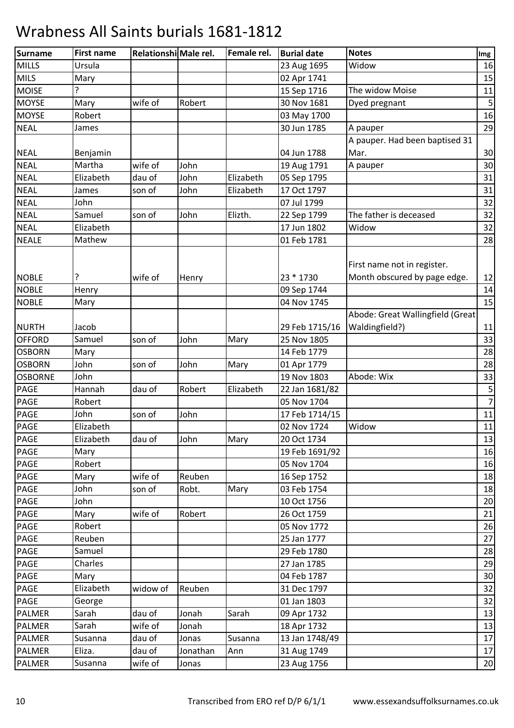# Wrabness All Saints burials 1681-1812

| Surname | First name | Relationshi | Male rel. | Female rel. | Burial date | Notes | Img |
|---|---|---|---|---|---|---|---|
| MILLS | Ursula | | | | 23 Aug 1695 | Widow | 16 |
| MILS | Mary | | | | 02 Apr 1741 | | 15 |
| MOISE | ? | | | | 15 Sep 1716 | The widow Moise | 11 |
| MOYSE | Mary | wife of | Robert | | 30 Nov 1681 | Dyed pregnant | 5 |
| MOYSE | Robert | | | | 03 May 1700 | | 16 |
| NEAL | James | | | | 30 Jun 1785 | A pauper | 29 |
| NEAL | Benjamin | | | | 04 Jun 1788 | A pauper. Had been baptised 31 Mar. | 30 |
| NEAL | Martha | wife of | John | | 19 Aug 1791 | A pauper | 30 |
| NEAL | Elizabeth | dau of | John | Elizabeth | 05 Sep 1795 | | 31 |
| NEAL | James | son of | John | Elizabeth | 17 Oct 1797 | | 31 |
| NEAL | John | | | | 07 Jul 1799 | | 32 |
| NEAL | Samuel | son of | John | Elizth. | 22 Sep 1799 | The father is deceased | 32 |
| NEAL | Elizabeth | | | | 17 Jun 1802 | Widow | 32 |
| NEALE | Mathew | | | | 01 Feb 1781 | | 28 |
| NOBLE | ? | wife of | Henry | | 23 * 1730 | First name not in register. Month obscured by page edge. | 12 |
| NOBLE | Henry | | | | 09 Sep 1744 | | 14 |
| NOBLE | Mary | | | | 04 Nov 1745 | | 15 |
| NURTH | Jacob | | | | 29 Feb 1715/16 | Abode: Great Wallingfield (Great Waldingfield?) | 11 |
| OFFORD | Samuel | son of | John | Mary | 25 Nov 1805 | | 33 |
| OSBORN | Mary | | | | 14 Feb 1779 | | 28 |
| OSBORN | John | son of | John | Mary | 01 Apr 1779 | | 28 |
| OSBORNE | John | | | | 19 Nov 1803 | Abode: Wix | 33 |
| PAGE | Hannah | dau of | Robert | Elizabeth | 22 Jan 1681/82 | | 5 |
| PAGE | Robert | | | | 05 Nov 1704 | | 7 |
| PAGE | John | son of | John | | 17 Feb 1714/15 | | 11 |
| PAGE | Elizabeth | | | | 02 Nov 1724 | Widow | 11 |
| PAGE | Elizabeth | dau of | John | Mary | 20 Oct 1734 | | 13 |
| PAGE | Mary | | | | 19 Feb 1691/92 | | 16 |
| PAGE | Robert | | | | 05 Nov 1704 | | 16 |
| PAGE | Mary | wife of | Reuben | | 16 Sep 1752 | | 18 |
| PAGE | John | son of | Robt. | Mary | 03 Feb 1754 | | 18 |
| PAGE | John | | | | 10 Oct 1756 | | 20 |
| PAGE | Mary | wife of | Robert | | 26 Oct 1759 | | 21 |
| PAGE | Robert | | | | 05 Nov 1772 | | 26 |
| PAGE | Reuben | | | | 25 Jan 1777 | | 27 |
| PAGE | Samuel | | | | 29 Feb 1780 | | 28 |
| PAGE | Charles | | | | 27 Jan 1785 | | 29 |
| PAGE | Mary | | | | 04 Feb 1787 | | 30 |
| PAGE | Elizabeth | widow of | Reuben | | 31 Dec 1797 | | 32 |
| PAGE | George | | | | 01 Jan 1803 | | 32 |
| PALMER | Sarah | dau of | Jonah | Sarah | 09 Apr 1732 | | 13 |
| PALMER | Sarah | wife of | Jonah | | 18 Apr 1732 | | 13 |
| PALMER | Susanna | dau of | Jonas | Susanna | 13 Jan 1748/49 | | 17 |
| PALMER | Eliza. | dau of | Jonathan | Ann | 31 Aug 1749 | | 17 |
| PALMER | Susanna | wife of | Jonas | | 23 Aug 1756 | | 20 |

Transcribed from ERO ref D/P 6/1/1 www.essexandsuffolksurnames.co.uk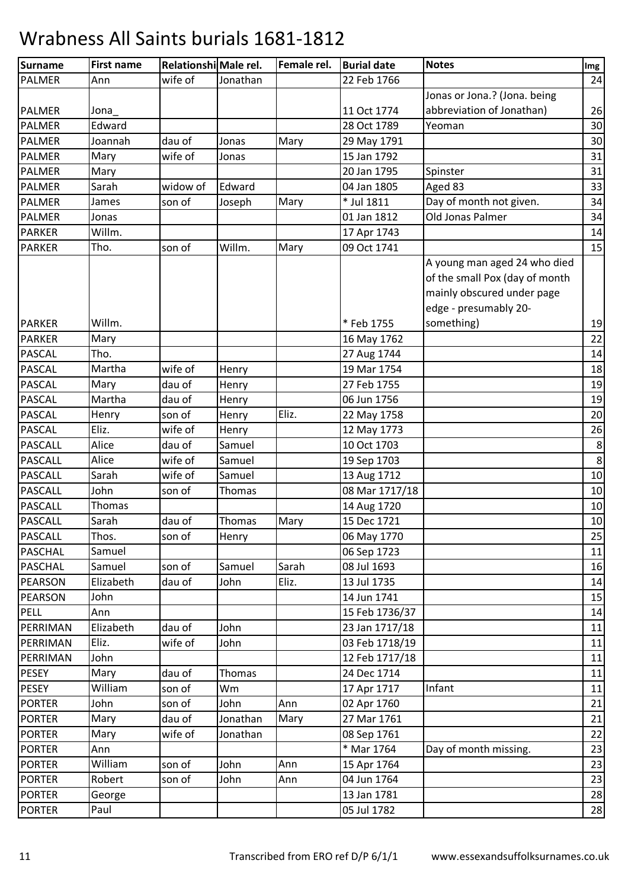# Wrabness All Saints burials 1681-1812

| Surname | First name | Relationshi | Male rel. | Female rel. | Burial date | Notes | Img |
|---|---|---|---|---|---|---|---|
| PALMER | Ann | wife of | Jonathan | | 22 Feb 1766 | | 24 |
| PALMER | Jona_ | | | | 11 Oct 1774 | Jonas or Jona.? (Jona. being abbreviation of Jonathan) | 26 |
| PALMER | Edward | | | | 28 Oct 1789 | Yeoman | 30 |
| PALMER | Joannah | dau of | Jonas | Mary | 29 May 1791 | | 30 |
| PALMER | Mary | wife of | Jonas | | 15 Jan 1792 | | 31 |
| PALMER | Mary | | | | 20 Jan 1795 | Spinster | 31 |
| PALMER | Sarah | widow of | Edward | | 04 Jan 1805 | Aged 83 | 33 |
| PALMER | James | son of | Joseph | Mary | * Jul 1811 | Day of month not given. | 34 |
| PALMER | Jonas | | | | 01 Jan 1812 | Old Jonas Palmer | 34 |
| PARKER | Willm. | | | | 17 Apr 1743 | | 14 |
| PARKER | Tho. | son of | Willm. | Mary | 09 Oct 1741 | | 15 |
| PARKER | Willm. | | | | * Feb 1755 | A young man aged 24 who died of the small Pox (day of month mainly obscured under page edge - presumably 20-something) | 19 |
| PARKER | Mary | | | | 16 May 1762 | | 22 |
| PASCAL | Tho. | | | | 27 Aug 1744 | | 14 |
| PASCAL | Martha | wife of | Henry | | 19 Mar 1754 | | 18 |
| PASCAL | Mary | dau of | Henry | | 27 Feb 1755 | | 19 |
| PASCAL | Martha | dau of | Henry | | 06 Jun 1756 | | 19 |
| PASCAL | Henry | son of | Henry | Eliz. | 22 May 1758 | | 20 |
| PASCAL | Eliz. | wife of | Henry | | 12 May 1773 | | 26 |
| PASCALL | Alice | dau of | Samuel | | 10 Oct 1703 | | 8 |
| PASCALL | Alice | wife of | Samuel | | 19 Sep 1703 | | 8 |
| PASCALL | Sarah | wife of | Samuel | | 13 Aug 1712 | | 10 |
| PASCALL | John | son of | Thomas | | 08 Mar 1717/18 | | 10 |
| PASCALL | Thomas | | | | 14 Aug 1720 | | 10 |
| PASCALL | Sarah | dau of | Thomas | Mary | 15 Dec 1721 | | 10 |
| PASCALL | Thos. | son of | Henry | | 06 May 1770 | | 25 |
| PASCHAL | Samuel | | | | 06 Sep 1723 | | 11 |
| PASCHAL | Samuel | son of | Samuel | Sarah | 08 Jul 1693 | | 16 |
| PEARSON | Elizabeth | dau of | John | Eliz. | 13 Jul 1735 | | 14 |
| PEARSON | John | | | | 14 Jun 1741 | | 15 |
| PELL | Ann | | | | 15 Feb 1736/37 | | 14 |
| PERRIMAN | Elizabeth | dau of | John | | 23 Jan 1717/18 | | 11 |
| PERRIMAN | Eliz. | wife of | John | | 03 Feb 1718/19 | | 11 |
| PERRIMAN | John | | | | 12 Feb 1717/18 | | 11 |
| PESEY | Mary | dau of | Thomas | | 24 Dec 1714 | | 11 |
| PESEY | William | son of | Wm | | 17 Apr 1717 | Infant | 11 |
| PORTER | John | son of | John | Ann | 02 Apr 1760 | | 21 |
| PORTER | Mary | dau of | Jonathan | Mary | 27 Mar 1761 | | 21 |
| PORTER | Mary | wife of | Jonathan | | 08 Sep 1761 | | 22 |
| PORTER | Ann | | | | * Mar 1764 | Day of month missing. | 23 |
| PORTER | William | son of | John | Ann | 15 Apr 1764 | | 23 |
| PORTER | Robert | son of | John | Ann | 04 Jun 1764 | | 23 |
| PORTER | George | | | | 13 Jan 1781 | | 28 |
| PORTER | Paul | | | | 05 Jul 1782 | | 28 |

Transcribed from ERO ref D/P 6/1/1 www.essexandsuffolksurnames.co.uk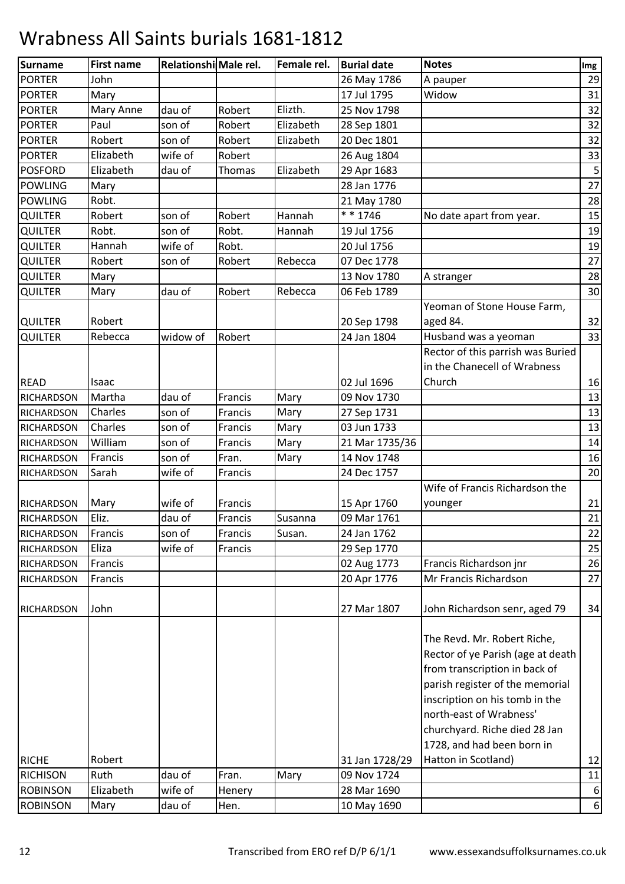# Wrabness All Saints burials 1681-1812

| Surname | First name | Relationship | Male rel. | Female rel. | Burial date | Notes | Img |
|---|---|---|---|---|---|---|---|
| PORTER | John | | | | 26 May 1786 | A pauper | 29 |
| PORTER | Mary | | | | 17 Jul 1795 | Widow | 31 |
| PORTER | Mary Anne | dau of | Robert | Elizth. | 25 Nov 1798 | | 32 |
| PORTER | Paul | son of | Robert | Elizabeth | 28 Sep 1801 | | 32 |
| PORTER | Robert | son of | Robert | Elizabeth | 20 Dec 1801 | | 32 |
| PORTER | Elizabeth | wife of | Robert | | 26 Aug 1804 | | 33 |
| POSFORD | Elizabeth | dau of | Thomas | Elizabeth | 29 Apr 1683 | | 5 |
| POWLING | Mary | | | | 28 Jan 1776 | | 27 |
| POWLING | Robt. | | | | 21 May 1780 | | 28 |
| QUILTER | Robert | son of | Robert | Hannah | * * 1746 | No date apart from year. | 15 |
| QUILTER | Robt. | son of | Robt. | Hannah | 19 Jul 1756 | | 19 |
| QUILTER | Hannah | wife of | Robt. | | 20 Jul 1756 | | 19 |
| QUILTER | Robert | son of | Robert | Rebecca | 07 Dec 1778 | | 27 |
| QUILTER | Mary | | | | 13 Nov 1780 | A stranger | 28 |
| QUILTER | Mary | dau of | Robert | Rebecca | 06 Feb 1789 | | 30 |
| QUILTER | Robert | | | | 20 Sep 1798 | Yeoman of Stone House Farm, aged 84. | 32 |
| QUILTER | Rebecca | widow of | Robert | | 24 Jan 1804 | Husband was a yeoman | 33 |
| READ | Isaac | | | | 02 Jul 1696 | Rector of this parrish was Buried in the Chanecell of Wrabness Church | 16 |
| RICHARDSON | Martha | dau of | Francis | Mary | 09 Nov 1730 | | 13 |
| RICHARDSON | Charles | son of | Francis | Mary | 27 Sep 1731 | | 13 |
| RICHARDSON | Charles | son of | Francis | Mary | 03 Jun 1733 | | 13 |
| RICHARDSON | William | son of | Francis | Mary | 21 Mar 1735/36 | | 14 |
| RICHARDSON | Francis | son of | Fran. | Mary | 14 Nov 1748 | | 16 |
| RICHARDSON | Sarah | wife of | Francis | | 24 Dec 1757 | | 20 |
| RICHARDSON | Mary | wife of | Francis | | 15 Apr 1760 | Wife of Francis Richardson the younger | 21 |
| RICHARDSON | Eliz. | dau of | Francis | Susanna | 09 Mar 1761 | | 21 |
| RICHARDSON | Francis | son of | Francis | Susan. | 24 Jan 1762 | | 22 |
| RICHARDSON | Eliza | wife of | Francis | | 29 Sep 1770 | | 25 |
| RICHARDSON | Francis | | | | 02 Aug 1773 | Francis Richardson jnr | 26 |
| RICHARDSON | Francis | | | | 20 Apr 1776 | Mr Francis Richardson | 27 |
| RICHARDSON | John | | | | 27 Mar 1807 | John Richardson senr, aged 79 | 34 |
| RICHE | Robert | | | | 31 Jan 1728/29 | The Revd. Mr. Robert Riche, Rector of ye Parish (age at death from transcription in back of parish register of the memorial inscription on his tomb in the north-east of Wrabness' churchyard. Riche died 28 Jan 1728, and had been born in Hatton in Scotland) | 12 |
| RICHISON | Ruth | dau of | Fran. | Mary | 09 Nov 1724 | | 11 |
| ROBINSON | Elizabeth | wife of | Henery | | 28 Mar 1690 | | 6 |
| ROBINSON | Mary | dau of | Hen. | | 10 May 1690 | | 6 |

Transcribed from ERO ref D/P 6/1/1 www.essexandsuffolksurnames.co.uk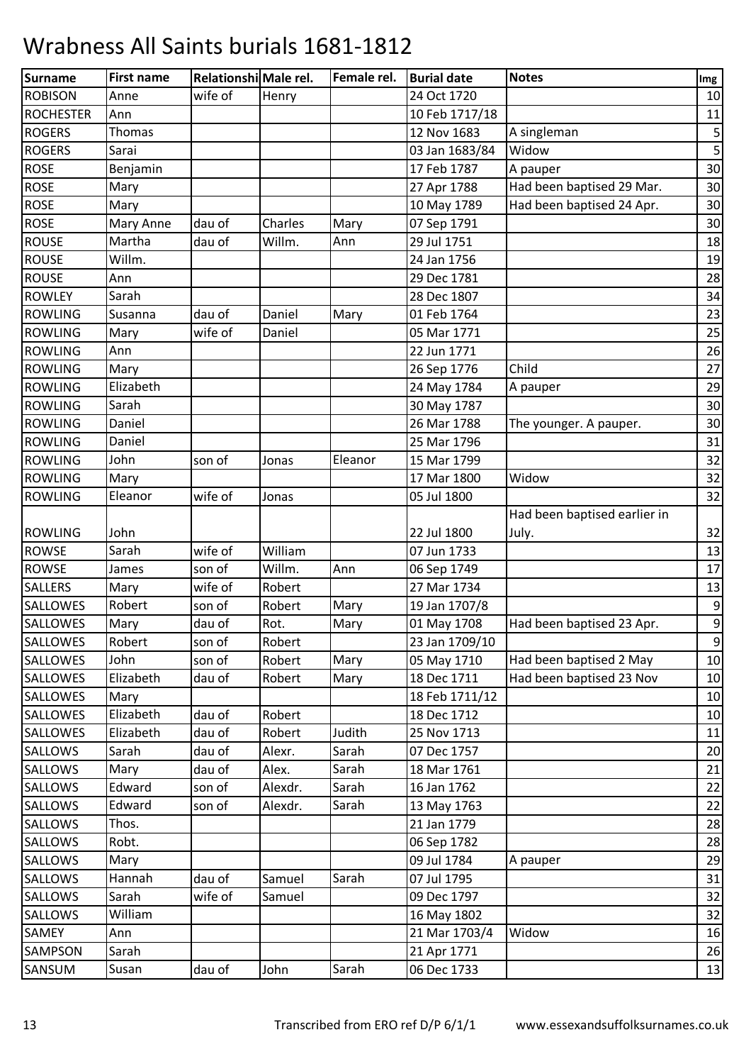# Wrabness All Saints burials 1681-1812

| Surname | First name | Relationship | Male rel. | Female rel. | Burial date | Notes | Img |
|---|---|---|---|---|---|---|---|
| ROBISON | Anne | wife of | Henry | | 24 Oct 1720 | | 10 |
| ROCHESTER | Ann | | | | 10 Feb 1717/18 | | 11 |
| ROGERS | Thomas | | | | 12 Nov 1683 | A singleman | 5 |
| ROGERS | Sarai | | | | 03 Jan 1683/84 | Widow | 5 |
| ROSE | Benjamin | | | | 17 Feb 1787 | A pauper | 30 |
| ROSE | Mary | | | | 27 Apr 1788 | Had been baptised 29 Mar. | 30 |
| ROSE | Mary | | | | 10 May 1789 | Had been baptised 24 Apr. | 30 |
| ROSE | Mary Anne | dau of | Charles | Mary | 07 Sep 1791 | | 30 |
| ROUSE | Martha | dau of | Willm. | Ann | 29 Jul 1751 | | 18 |
| ROUSE | Willm. | | | | 24 Jan 1756 | | 19 |
| ROUSE | Ann | | | | 29 Dec 1781 | | 28 |
| ROWLEY | Sarah | | | | 28 Dec 1807 | | 34 |
| ROWLING | Susanna | dau of | Daniel | Mary | 01 Feb 1764 | | 23 |
| ROWLING | Mary | wife of | Daniel | | 05 Mar 1771 | | 25 |
| ROWLING | Ann | | | | 22 Jun 1771 | | 26 |
| ROWLING | Mary | | | | 26 Sep 1776 | Child | 27 |
| ROWLING | Elizabeth | | | | 24 May 1784 | A pauper | 29 |
| ROWLING | Sarah | | | | 30 May 1787 | | 30 |
| ROWLING | Daniel | | | | 26 Mar 1788 | The younger. A pauper. | 30 |
| ROWLING | Daniel | | | | 25 Mar 1796 | | 31 |
| ROWLING | John | son of | Jonas | Eleanor | 15 Mar 1799 | | 32 |
| ROWLING | Mary | | | | 17 Mar 1800 | Widow | 32 |
| ROWLING | Eleanor | wife of | Jonas | | 05 Jul 1800 | | 32 |
| ROWLING | John | | | | 22 Jul 1800 | Had been baptised earlier in July. | 32 |
| ROWSE | Sarah | wife of | William | | 07 Jun 1733 | | 13 |
| ROWSE | James | son of | Willm. | Ann | 06 Sep 1749 | | 17 |
| SALLERS | Mary | wife of | Robert | | 27 Mar 1734 | | 13 |
| SALLOWES | Robert | son of | Robert | Mary | 19 Jan 1707/8 | | 9 |
| SALLOWES | Mary | dau of | Rot. | Mary | 01 May 1708 | Had been baptised 23 Apr. | 9 |
| SALLOWES | Robert | son of | Robert | | 23 Jan 1709/10 | | 9 |
| SALLOWES | John | son of | Robert | Mary | 05 May 1710 | Had been baptised 2 May | 10 |
| SALLOWES | Elizabeth | dau of | Robert | Mary | 18 Dec 1711 | Had been baptised 23 Nov | 10 |
| SALLOWES | Mary | | | | 18 Feb 1711/12 | | 10 |
| SALLOWES | Elizabeth | dau of | Robert | | 18 Dec 1712 | | 10 |
| SALLOWES | Elizabeth | dau of | Robert | Judith | 25 Nov 1713 | | 11 |
| SALLOWS | Sarah | dau of | Alexr. | Sarah | 07 Dec 1757 | | 20 |
| SALLOWS | Mary | dau of | Alex. | Sarah | 18 Mar 1761 | | 21 |
| SALLOWS | Edward | son of | Alexdr. | Sarah | 16 Jan 1762 | | 22 |
| SALLOWS | Edward | son of | Alexdr. | Sarah | 13 May 1763 | | 22 |
| SALLOWS | Thos. | | | | 21 Jan 1779 | | 28 |
| SALLOWS | Robt. | | | | 06 Sep 1782 | | 28 |
| SALLOWS | Mary | | | | 09 Jul 1784 | A pauper | 29 |
| SALLOWS | Hannah | dau of | Samuel | Sarah | 07 Jul 1795 | | 31 |
| SALLOWS | Sarah | wife of | Samuel | | 09 Dec 1797 | | 32 |
| SALLOWS | William | | | | 16 May 1802 | | 32 |
| SAMEY | Ann | | | | 21 Mar 1703/4 | Widow | 16 |
| SAMPSON | Sarah | | | | 21 Apr 1771 | | 26 |
| SANSUM | Susan | dau of | John | Sarah | 06 Dec 1733 | | 13 |

Transcribed from ERO ref D/P 6/1/1 www.essexandsuffolksurnames.co.uk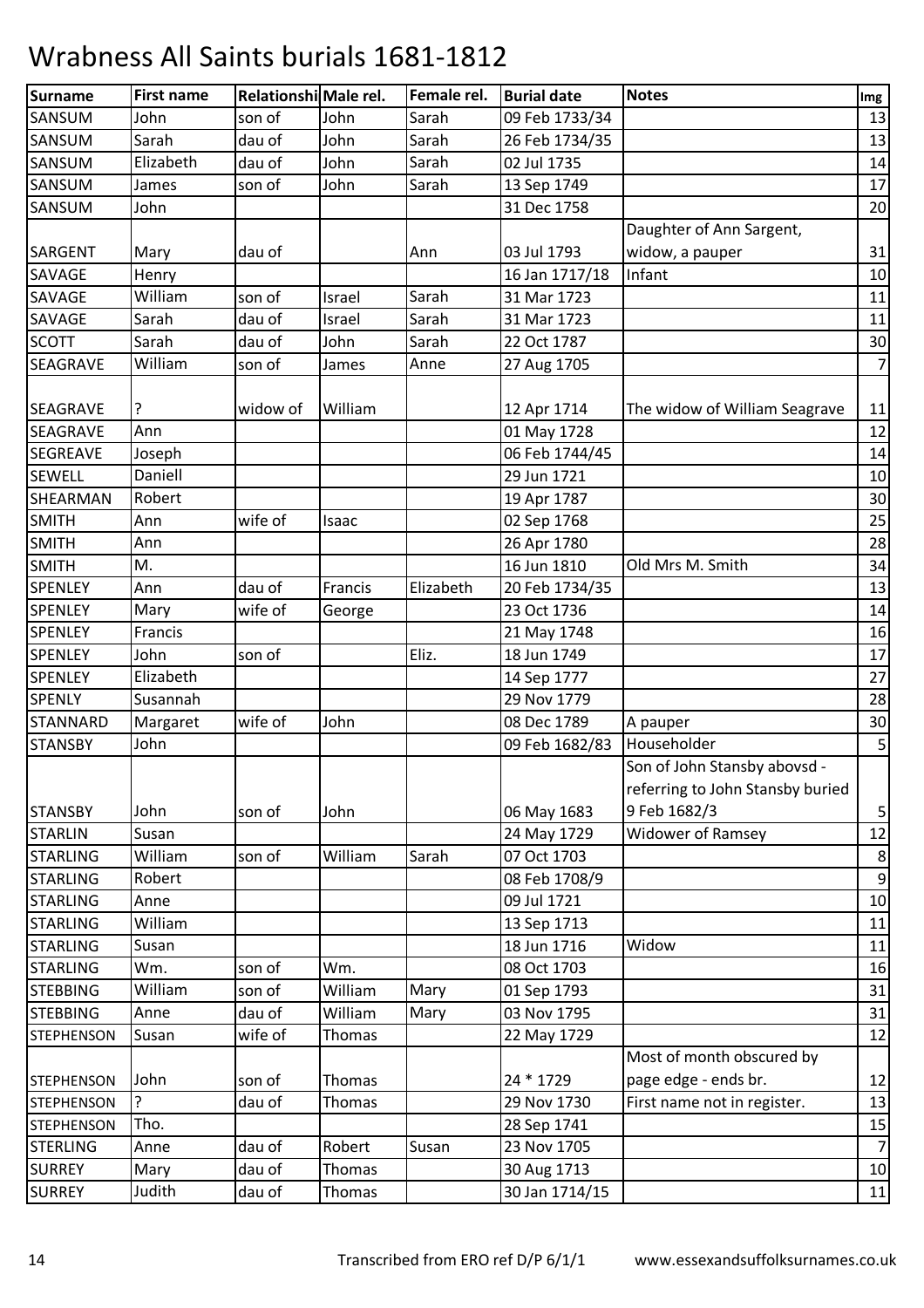# Wrabness All Saints burials 1681-1812

| Surname | First name | Relationshi | Male rel. | Female rel. | Burial date | Notes | Img |
|---|---|---|---|---|---|---|---|
| SANSUM | John | son of | John | Sarah | 09 Feb 1733/34 | | 13 |
| SANSUM | Sarah | dau of | John | Sarah | 26 Feb 1734/35 | | 13 |
| SANSUM | Elizabeth | dau of | John | Sarah | 02 Jul 1735 | | 14 |
| SANSUM | James | son of | John | Sarah | 13 Sep 1749 | | 17 |
| SANSUM | John | | | | 31 Dec 1758 | | 20 |
| SARGENT | Mary | dau of | | Ann | 03 Jul 1793 | Daughter of Ann Sargent, widow, a pauper | 31 |
| SAVAGE | Henry | | | | 16 Jan 1717/18 | Infant | 10 |
| SAVAGE | William | son of | Israel | Sarah | 31 Mar 1723 | | 11 |
| SAVAGE | Sarah | dau of | Israel | Sarah | 31 Mar 1723 | | 11 |
| SCOTT | Sarah | dau of | John | Sarah | 22 Oct 1787 | | 30 |
| SEAGRAVE | William | son of | James | Anne | 27 Aug 1705 | | 7 |
| SEAGRAVE | ? | widow of | William | | 12 Apr 1714 | The widow of William Seagrave | 11 |
| SEAGRAVE | Ann | | | | 01 May 1728 | | 12 |
| SEGREAVE | Joseph | | | | 06 Feb 1744/45 | | 14 |
| SEWELL | Daniell | | | | 29 Jun 1721 | | 10 |
| SHEARMAN | Robert | | | | 19 Apr 1787 | | 30 |
| SMITH | Ann | wife of | Isaac | | 02 Sep 1768 | | 25 |
| SMITH | Ann | | | | 26 Apr 1780 | | 28 |
| SMITH | M. | | | | 16 Jun 1810 | Old Mrs M. Smith | 34 |
| SPENLEY | Ann | dau of | Francis | Elizabeth | 20 Feb 1734/35 | | 13 |
| SPENLEY | Mary | wife of | George | | 23 Oct 1736 | | 14 |
| SPENLEY | Francis | | | | 21 May 1748 | | 16 |
| SPENLEY | John | son of | | Eliz. | 18 Jun 1749 | | 17 |
| SPENLEY | Elizabeth | | | | 14 Sep 1777 | | 27 |
| SPENLY | Susannah | | | | 29 Nov 1779 | | 28 |
| STANNARD | Margaret | wife of | John | | 08 Dec 1789 | A pauper | 30 |
| STANSBY | John | | | | 09 Feb 1682/83 | Householder | 5 |
| STANSBY | John | son of | John | | 06 May 1683 | Son of John Stansby abovsd - referring to John Stansby buried 9 Feb 1682/3 | 5 |
| STARLIN | Susan | | | | 24 May 1729 | Widower of Ramsey | 12 |
| STARLING | William | son of | William | Sarah | 07 Oct 1703 | | 8 |
| STARLING | Robert | | | | 08 Feb 1708/9 | | 9 |
| STARLING | Anne | | | | 09 Jul 1721 | | 10 |
| STARLING | William | | | | 13 Sep 1713 | | 11 |
| STARLING | Susan | | | | 18 Jun 1716 | Widow | 11 |
| STARLING | Wm. | son of | Wm. | | 08 Oct 1703 | | 16 |
| STEBBING | William | son of | William | Mary | 01 Sep 1793 | | 31 |
| STEBBING | Anne | dau of | William | Mary | 03 Nov 1795 | | 31 |
| STEPHENSON | Susan | wife of | Thomas | | 22 May 1729 | | 12 |
| STEPHENSON | John | son of | Thomas | | 24 * 1729 | Most of month obscured by page edge - ends br. | 12 |
| STEPHENSON | ? | dau of | Thomas | | 29 Nov 1730 | First name not in register. | 13 |
| STEPHENSON | Tho. | | | | 28 Sep 1741 | | 15 |
| STERLING | Anne | dau of | Robert | Susan | 23 Nov 1705 | | 7 |
| SURREY | Mary | dau of | Thomas | | 30 Aug 1713 | | 10 |
| SURREY | Judith | dau of | Thomas | | 30 Jan 1714/15 | | 11 |

Transcribed from ERO ref D/P 6/1/1 www.essexandsuffolksurnames.co.uk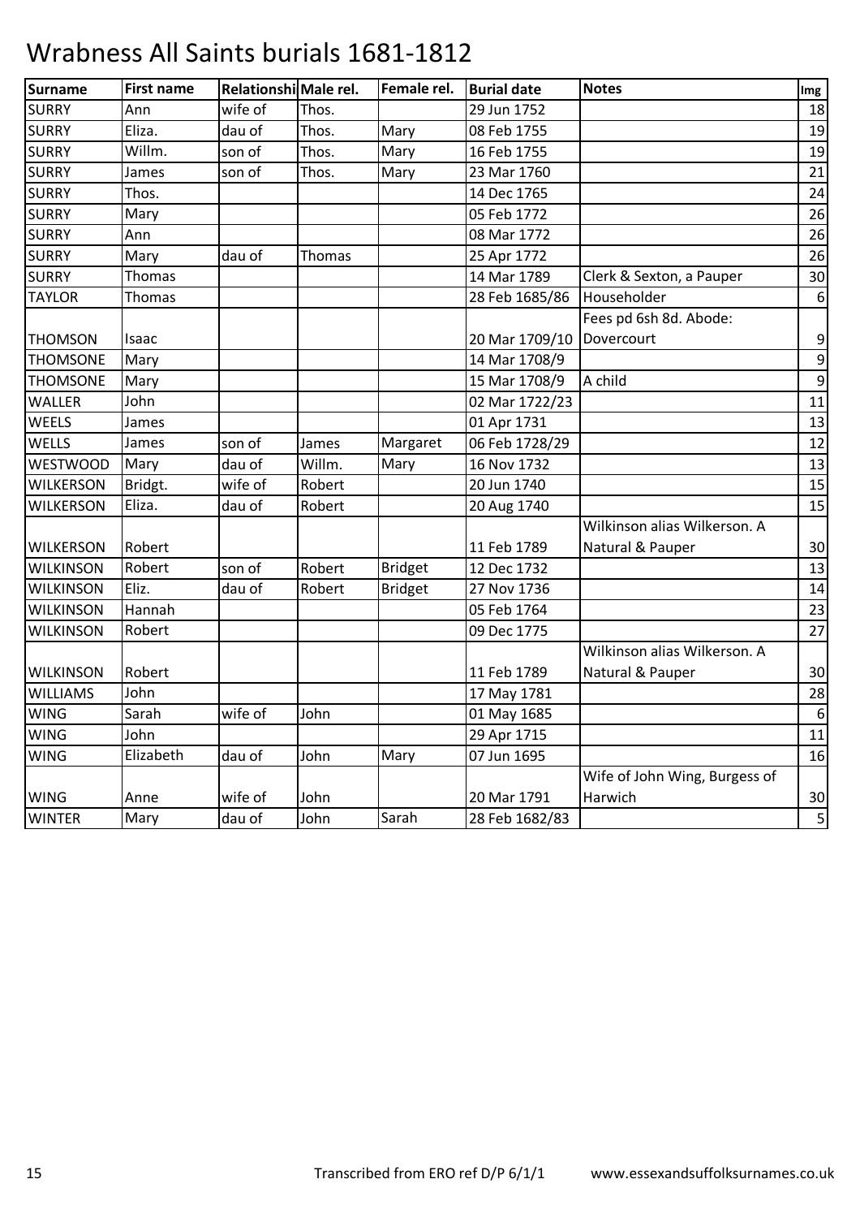# Wrabness All Saints burials 1681-1812

| Surname | First name | Relationshi | Male rel. | Female rel. | Burial date | Notes | Img |
|---|---|---|---|---|---|---|---|
| SURRY | Ann | wife of | Thos. | | 29 Jun 1752 | | 18 |
| SURRY | Eliza. | dau of | Thos. | Mary | 08 Feb 1755 | | 19 |
| SURRY | Willm. | son of | Thos. | Mary | 16 Feb 1755 | | 19 |
| SURRY | James | son of | Thos. | Mary | 23 Mar 1760 | | 21 |
| SURRY | Thos. | | | | 14 Dec 1765 | | 24 |
| SURRY | Mary | | | | 05 Feb 1772 | | 26 |
| SURRY | Ann | | | | 08 Mar 1772 | | 26 |
| SURRY | Mary | dau of | Thomas | | 25 Apr 1772 | | 26 |
| SURRY | Thomas | | | | 14 Mar 1789 | Clerk & Sexton, a Pauper | 30 |
| TAYLOR | Thomas | | | | 28 Feb 1685/86 | Householder | 6 |
| THOMSON | Isaac | | | | 20 Mar 1709/10 | Fees pd 6sh 8d. Abode: Dovercourt | 9 |
| THOMSONE | Mary | | | | 14 Mar 1708/9 | | 9 |
| THOMSONE | Mary | | | | 15 Mar 1708/9 | A child | 9 |
| WALLER | John | | | | 02 Mar 1722/23 | | 11 |
| WEELS | James | | | | 01 Apr 1731 | | 13 |
| WELLS | James | son of | James | Margaret | 06 Feb 1728/29 | | 12 |
| WESTWOOD | Mary | dau of | Willm. | Mary | 16 Nov 1732 | | 13 |
| WILKERSON | Bridgt. | wife of | Robert | | 20 Jun 1740 | | 15 |
| WILKERSON | Eliza. | dau of | Robert | | 20 Aug 1740 | | 15 |
| WILKERSON | Robert | | | | 11 Feb 1789 | Wilkinson alias Wilkerson. A Natural & Pauper | 30 |
| WILKINSON | Robert | son of | Robert | Bridget | 12 Dec 1732 | | 13 |
| WILKINSON | Eliz. | dau of | Robert | Bridget | 27 Nov 1736 | | 14 |
| WILKINSON | Hannah | | | | 05 Feb 1764 | | 23 |
| WILKINSON | Robert | | | | 09 Dec 1775 | | 27 |
| WILKINSON | Robert | | | | 11 Feb 1789 | Wilkinson alias Wilkerson. A Natural & Pauper | 30 |
| WILLIAMS | John | | | | 17 May 1781 | | 28 |
| WING | Sarah | wife of | John | | 01 May 1685 | | 6 |
| WING | John | | | | 29 Apr 1715 | | 11 |
| WING | Elizabeth | dau of | John | Mary | 07 Jun 1695 | | 16 |
| WING | Anne | wife of | John | | 20 Mar 1791 | Wife of John Wing, Burgess of Harwich | 30 |
| WINTER | Mary | dau of | John | Sarah | 28 Feb 1682/83 | | 5 |

Transcribed from ERO ref D/P 6/1/1 www.essexandsuffolksurnames.co.uk